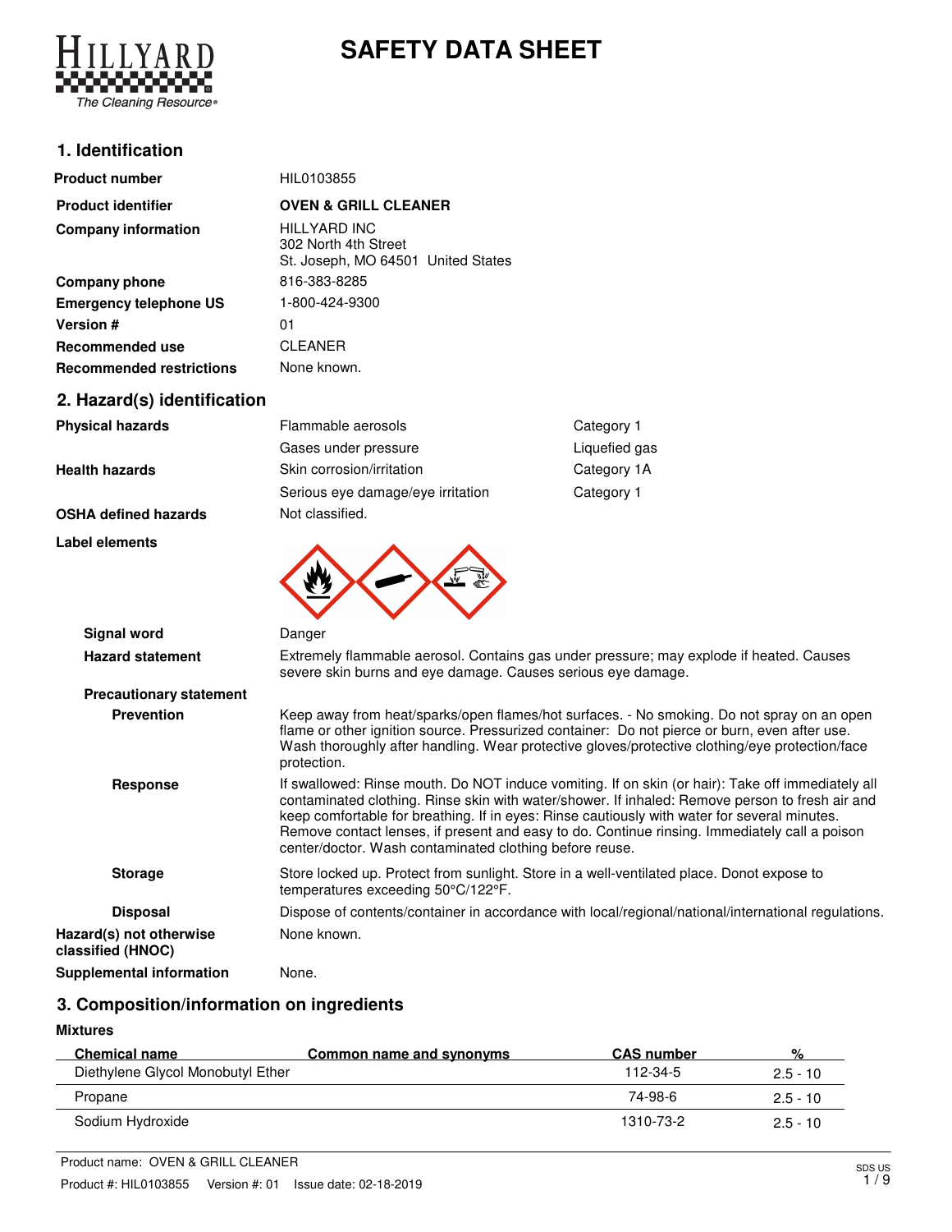HILLYARD
The Cleaning Resource®

# SAFETY DATA SHEET

## 1. Identification

| | |
|---|---|
| **Product number** | HIL0103855 |
| **Product identifier** | **OVEN & GRILL CLEANER** |
| **Company information** | HILLYARD INC<br>302 North 4th Street<br>St. Joseph, MO 64501 United States |
| **Company phone** | 816-383-8285 |
| **Emergency telephone US** | 1-800-424-9300 |
| **Version #** | 01 |
| **Recommended use** | CLEANER |
| **Recommended restrictions** | None known. |

## 2. Hazard(s) identification

| | | |
|---|---|---|
| **Physical hazards** | Flammable aerosols | Category 1 |
| | Gases under pressure | Liquefied gas |
| **Health hazards** | Skin corrosion/irritation | Category 1A |
| | Serious eye damage/eye irritation | Category 1 |
| **OSHA defined hazards** | Not classified. | |

**Label elements**

**Signal word** Danger

**Hazard statement** Extremely flammable aerosol. Contains gas under pressure; may explode if heated. Causes severe skin burns and eye damage. Causes serious eye damage.

**Precautionary statement**

**Prevention** Keep away from heat/sparks/open flames/hot surfaces. - No smoking. Do not spray on an open flame or other ignition source. Pressurized container: Do not pierce or burn, even after use. Wash thoroughly after handling. Wear protective gloves/protective clothing/eye protection/face protection.

**Response** If swallowed: Rinse mouth. Do NOT induce vomiting. If on skin (or hair): Take off immediately all contaminated clothing. Rinse skin with water/shower. If inhaled: Remove person to fresh air and keep comfortable for breathing. If in eyes: Rinse cautiously with water for several minutes. Remove contact lenses, if present and easy to do. Continue rinsing. Immediately call a poison center/doctor. Wash contaminated clothing before reuse.

**Storage** Store locked up. Protect from sunlight. Store in a well-ventilated place. Donot expose to temperatures exceeding 50°C/122°F.

**Disposal** Dispose of contents/container in accordance with local/regional/national/international regulations.

**Hazard(s) not otherwise classified (HNOC)** None known.

**Supplemental information** None.

## 3. Composition/information on ingredients

**Mixtures**

| Chemical name | Common name and synonyms | CAS number | % |
|---|---|---|---|
| Diethylene Glycol Monobutyl Ether | | 112-34-5 | 2.5 - 10 |
| Propane | | 74-98-6 | 2.5 - 10 |
| Sodium Hydroxide | | 1310-73-2 | 2.5 - 10 |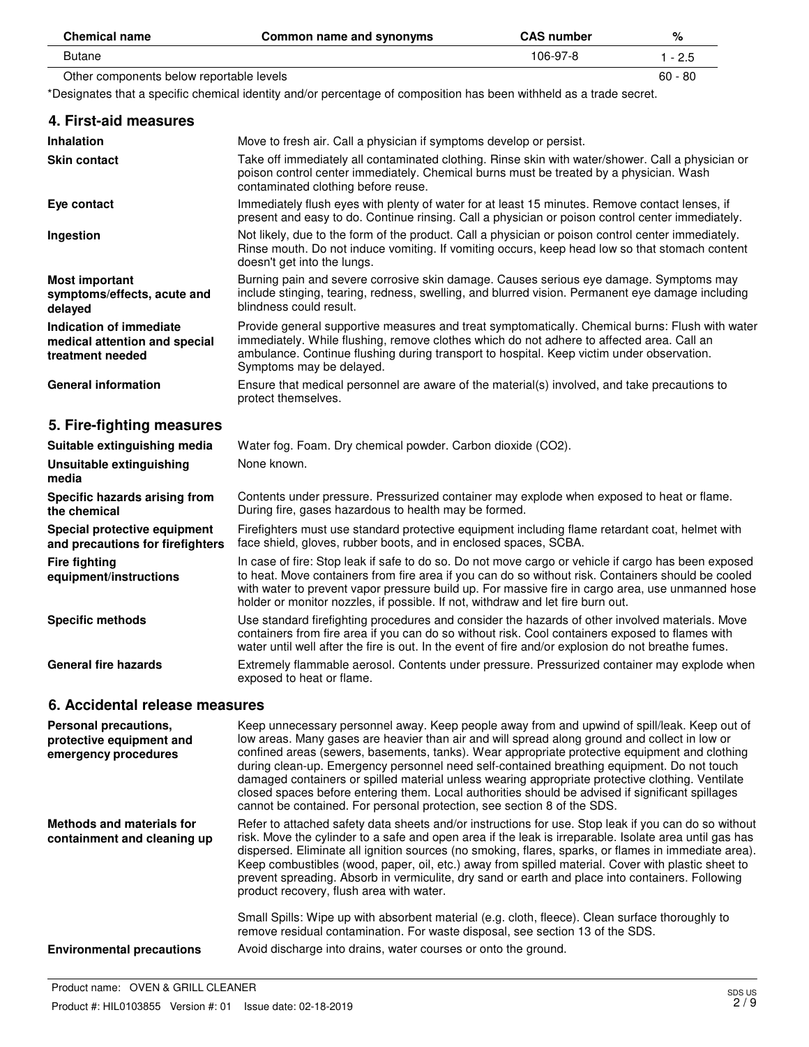| Chemical name | Common name and synonyms | CAS number | % |
|---|---|---|---|
| Butane | | 106-97-8 | 1 - 2.5 |
| Other components below reportable levels | | | 60 - 80 |

*Designates that a specific chemical identity and/or percentage of composition has been withheld as a trade secret.

## 4. First-aid measures

| | |
|---|---|
| **Inhalation** | Move to fresh air. Call a physician if symptoms develop or persist. |
| **Skin contact** | Take off immediately all contaminated clothing. Rinse skin with water/shower. Call a physician or poison control center immediately. Chemical burns must be treated by a physician. Wash contaminated clothing before reuse. |
| **Eye contact** | Immediately flush eyes with plenty of water for at least 15 minutes. Remove contact lenses, if present and easy to do. Continue rinsing. Call a physician or poison control center immediately. |
| **Ingestion** | Not likely, due to the form of the product. Call a physician or poison control center immediately. Rinse mouth. Do not induce vomiting. If vomiting occurs, keep head low so that stomach content doesn't get into the lungs. |
| **Most important symptoms/effects, acute and delayed** | Burning pain and severe corrosive skin damage. Causes serious eye damage. Symptoms may include stinging, tearing, redness, swelling, and blurred vision. Permanent eye damage including blindness could result. |
| **Indication of immediate medical attention and special treatment needed** | Provide general supportive measures and treat symptomatically. Chemical burns: Flush with water immediately. While flushing, remove clothes which do not adhere to affected area. Call an ambulance. Continue flushing during transport to hospital. Keep victim under observation. Symptoms may be delayed. |
| **General information** | Ensure that medical personnel are aware of the material(s) involved, and take precautions to protect themselves. |

## 5. Fire-fighting measures

| | |
|---|---|
| **Suitable extinguishing media** | Water fog. Foam. Dry chemical powder. Carbon dioxide ($CO_2$). |
| **Unsuitable extinguishing media** | None known. |
| **Specific hazards arising from the chemical** | Contents under pressure. Pressurized container may explode when exposed to heat or flame. During fire, gases hazardous to health may be formed. |
| **Special protective equipment and precautions for firefighters** | Firefighters must use standard protective equipment including flame retardant coat, helmet with face shield, gloves, rubber boots, and in enclosed spaces, SCBA. |
| **Fire fighting equipment/instructions** | In case of fire: Stop leak if safe to do so. Do not move cargo or vehicle if cargo has been exposed to heat. Move containers from fire area if you can do so without risk. Containers should be cooled with water to prevent vapor pressure build up. For massive fire in cargo area, use unmanned hose holder or monitor nozzles, if possible. If not, withdraw and let fire burn out. |
| **Specific methods** | Use standard firefighting procedures and consider the hazards of other involved materials. Move containers from fire area if you can do so without risk. Cool containers exposed to flames with water until well after the fire is out. In the event of fire and/or explosion do not breathe fumes. |
| **General fire hazards** | Extremely flammable aerosol. Contents under pressure. Pressurized container may explode when exposed to heat or flame. |

## 6. Accidental release measures

| | |
|---|---|
| **Personal precautions, protective equipment and emergency procedures** | Keep unnecessary personnel away. Keep people away from and upwind of spill/leak. Keep out of low areas. Many gases are heavier than air and will spread along ground and collect in low or confined areas (sewers, basements, tanks). Wear appropriate protective equipment and clothing during clean-up. Emergency personnel need self-contained breathing equipment. Do not touch damaged containers or spilled material unless wearing appropriate protective clothing. Ventilate closed spaces before entering them. Local authorities should be advised if significant spillages cannot be contained. For personal protection, see section 8 of the SDS. |
| **Methods and materials for containment and cleaning up** | Refer to attached safety data sheets and/or instructions for use. Stop leak if you can do so without risk. Move the cylinder to a safe and open area if the leak is irreparable. Isolate area until gas has dispersed. Eliminate all ignition sources (no smoking, flares, sparks, or flames in immediate area). Keep combustibles (wood, paper, oil, etc.) away from spilled material. Cover with plastic sheet to prevent spreading. Absorb in vermiculite, dry sand or earth and place into containers. Following product recovery, flush area with water.<br><br>Small Spills: Wipe up with absorbent material (e.g. cloth, fleece). Clean surface thoroughly to remove residual contamination. For waste disposal, see section 13 of the SDS. |
| **Environmental precautions** | Avoid discharge into drains, water courses or onto the ground. |

Product name: OVEN & GRILL CLEANER
Product #: HIL0103855 Version #: 01 Issue date: 02-18-2019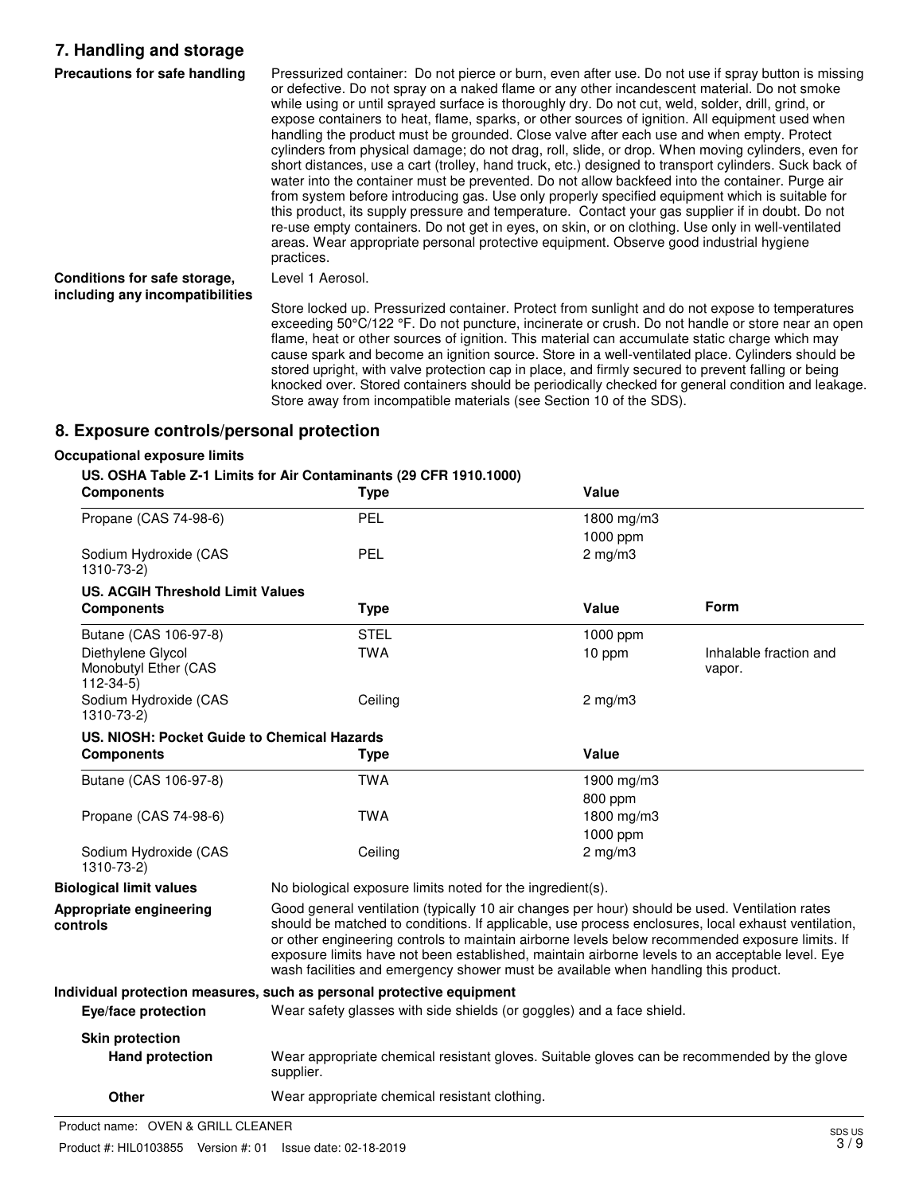## 7. Handling and storage

**Precautions for safe handling**

Pressurized container: Do not pierce or burn, even after use. Do not use if spray button is missing or defective. Do not spray on a naked flame or any other incandescent material. Do not smoke while using or until sprayed surface is thoroughly dry. Do not cut, weld, solder, drill, grind, or expose containers to heat, flame, sparks, or other sources of ignition. All equipment used when handling the product must be grounded. Close valve after each use and when empty. Protect cylinders from physical damage; do not drag, roll, slide, or drop. When moving cylinders, even for short distances, use a cart (trolley, hand truck, etc.) designed to transport cylinders. Suck back of water into the container must be prevented. Do not allow backfeed into the container. Purge air from system before introducing gas. Use only properly specified equipment which is suitable for this product, its supply pressure and temperature. Contact your gas supplier if in doubt. Do not re-use empty containers. Do not get in eyes, on skin, or on clothing. Use only in well-ventilated areas. Wear appropriate personal protective equipment. Observe good industrial hygiene practices.

**Conditions for safe storage, including any incompatibilities**

Level 1 Aerosol.

Store locked up. Pressurized container. Protect from sunlight and do not expose to temperatures exceeding 50°C/122 °F. Do not puncture, incinerate or crush. Do not handle or store near an open flame, heat or other sources of ignition. This material can accumulate static charge which may cause spark and become an ignition source. Store in a well-ventilated place. Cylinders should be stored upright, with valve protection cap in place, and firmly secured to prevent falling or being knocked over. Stored containers should be periodically checked for general condition and leakage. Store away from incompatible materials (see Section 10 of the SDS).

## 8. Exposure controls/personal protection

**Occupational exposure limits**

**US. OSHA Table Z-1 Limits for Air Contaminants (29 CFR 1910.1000)**

| Components | Type | Value |
|---|---|---|
| Propane (CAS 74-98-6) | PEL | 1800 mg/m3 |
| | | 1000 ppm |
| Sodium Hydroxide (CAS 1310-73-2) | PEL | 2 mg/m3 |

**US. ACGIH Threshold Limit Values**

| Components | Type | Value | Form |
|---|---|---|---|
| Butane (CAS 106-97-8) | STEL | 1000 ppm | |
| Diethylene Glycol Monobutyl Ether (CAS 112-34-5) | TWA | 10 ppm | Inhalable fraction and vapor. |
| Sodium Hydroxide (CAS 1310-73-2) | Ceiling | 2 mg/m3 | |

**US. NIOSH: Pocket Guide to Chemical Hazards**

| Components | Type | Value |
|---|---|---|
| Butane (CAS 106-97-8) | TWA | 1900 mg/m3 |
| | | 800 ppm |
| Propane (CAS 74-98-6) | TWA | 1800 mg/m3 |
| | | 1000 ppm |
| Sodium Hydroxide (CAS 1310-73-2) | Ceiling | 2 mg/m3 |

**Biological limit values**

No biological exposure limits noted for the ingredient(s).

**Appropriate engineering controls**

Good general ventilation (typically 10 air changes per hour) should be used. Ventilation rates should be matched to conditions. If applicable, use process enclosures, local exhaust ventilation, or other engineering controls to maintain airborne levels below recommended exposure limits. If exposure limits have not been established, maintain airborne levels to an acceptable level. Eye wash facilities and emergency shower must be available when handling this product.

**Individual protection measures, such as personal protective equipment**

**Eye/face protection**

Wear safety glasses with side shields (or goggles) and a face shield.

**Skin protection**

**Hand protection**

Wear appropriate chemical resistant gloves. Suitable gloves can be recommended by the glove supplier.

**Other**

Wear appropriate chemical resistant clothing.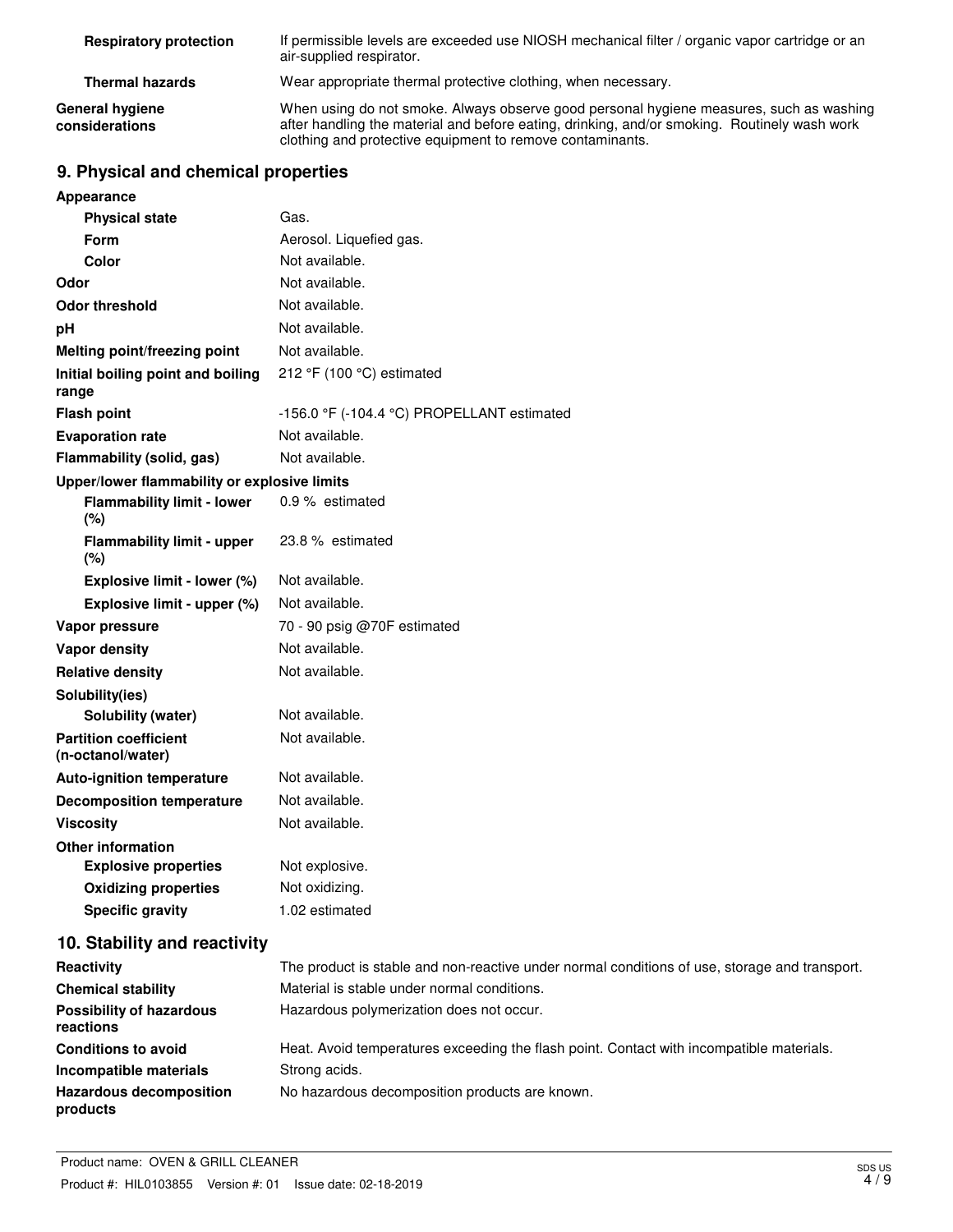| | |
|---|---|
| **Respiratory protection** | If permissible levels are exceeded use NIOSH mechanical filter / organic vapor cartridge or an air-supplied respirator. |
| **Thermal hazards** | Wear appropriate thermal protective clothing, when necessary. |
| **General hygiene considerations** | When using do not smoke. Always observe good personal hygiene measures, such as washing after handling the material and before eating, drinking, and/or smoking. Routinely wash work clothing and protective equipment to remove contaminants. |

## 9. Physical and chemical properties

| | |
|---|---|
| **Appearance** | |
| **Physical state** | Gas. |
| **Form** | Aerosol. Liquefied gas. |
| **Color** | Not available. |
| **Odor** | Not available. |
| **Odor threshold** | Not available. |
| **pH** | Not available. |
| **Melting point/freezing point** | Not available. |
| **Initial boiling point and boiling range** | 212 °F (100 °C) estimated |
| **Flash point** | -156.0 °F (-104.4 °C) PROPELLANT estimated |
| **Evaporation rate** | Not available. |
| **Flammability (solid, gas)** | Not available. |
| **Upper/lower flammability or explosive limits** | |
| **Flammability limit - lower (%)** | 0.9 % estimated |
| **Flammability limit - upper (%)** | 23.8 % estimated |
| **Explosive limit - lower (%)** | Not available. |
| **Explosive limit - upper (%)** | Not available. |
| **Vapor pressure** | 70 - 90 psig @70F estimated |
| **Vapor density** | Not available. |
| **Relative density** | Not available. |
| **Solubility(ies)** | |
| **Solubility (water)** | Not available. |
| **Partition coefficient (n-octanol/water)** | Not available. |
| **Auto-ignition temperature** | Not available. |
| **Decomposition temperature** | Not available. |
| **Viscosity** | Not available. |
| **Other information** | |
| **Explosive properties** | Not explosive. |
| **Oxidizing properties** | Not oxidizing. |
| **Specific gravity** | 1.02 estimated |

## 10. Stability and reactivity

| | |
|---|---|
| **Reactivity** | The product is stable and non-reactive under normal conditions of use, storage and transport. |
| **Chemical stability** | Material is stable under normal conditions. |
| **Possibility of hazardous reactions** | Hazardous polymerization does not occur. |
| **Conditions to avoid** | Heat. Avoid temperatures exceeding the flash point. Contact with incompatible materials. |
| **Incompatible materials** | Strong acids. |
| **Hazardous decomposition products** | No hazardous decomposition products are known. |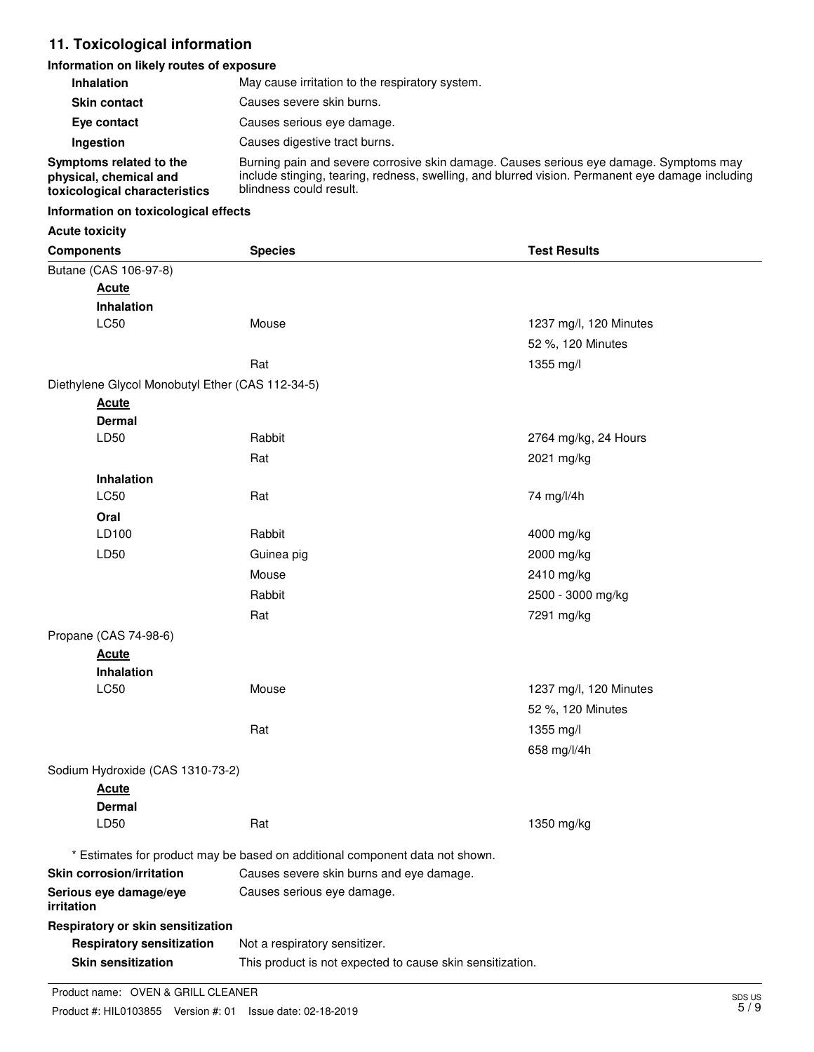## 11. Toxicological information

### Information on likely routes of exposure

**Inhalation** May cause irritation to the respiratory system.

**Skin contact** Causes severe skin burns.

**Eye contact** Causes serious eye damage.

**Ingestion** Causes digestive tract burns.

**Symptoms related to the physical, chemical and toxicological characteristics** Burning pain and severe corrosive skin damage. Causes serious eye damage. Symptoms may include stinging, tearing, redness, swelling, and blurred vision. Permanent eye damage including blindness could result.

### Information on toxicological effects

**Acute toxicity**

| Components | Species | Test Results |
|---|---|---|
| Butane (CAS 106-97-8) | | |
| **Acute** | | |
| **Inhalation** | | |
| LC50 | Mouse | 1237 mg/l, 120 Minutes |
| | | 52 %, 120 Minutes |
| | Rat | 1355 mg/l |
| Diethylene Glycol Monobutyl Ether (CAS 112-34-5) | | |
| **Acute** | | |
| **Dermal** | | |
| LD50 | Rabbit | 2764 mg/kg, 24 Hours |
| | Rat | 2021 mg/kg |
| **Inhalation** | | |
| LC50 | Rat | 74 mg/l/4h |
| **Oral** | | |
| LD100 | Rabbit | 4000 mg/kg |
| LD50 | Guinea pig | 2000 mg/kg |
| | Mouse | 2410 mg/kg |
| | Rabbit | 2500 - 3000 mg/kg |
| | Rat | 7291 mg/kg |
| Propane (CAS 74-98-6) | | |
| **Acute** | | |
| **Inhalation** | | |
| LC50 | Mouse | 1237 mg/l, 120 Minutes |
| | | 52 %, 120 Minutes |
| | Rat | 1355 mg/l |
| | | 658 mg/l/4h |
| Sodium Hydroxide (CAS 1310-73-2) | | |
| **Acute** | | |
| **Dermal** | | |
| LD50 | Rat | 1350 mg/kg |

* Estimates for product may be based on additional component data not shown.

**Skin corrosion/irritation** Causes severe skin burns and eye damage.

**Serious eye damage/eye irritation** Causes serious eye damage.

**Respiratory or skin sensitization**

**Respiratory sensitization** Not a respiratory sensitizer.

**Skin sensitization** This product is not expected to cause skin sensitization.

Product name: OVEN & GRILL CLEANER

Product #: HIL0103855 Version #: 01 Issue date: 02-18-2019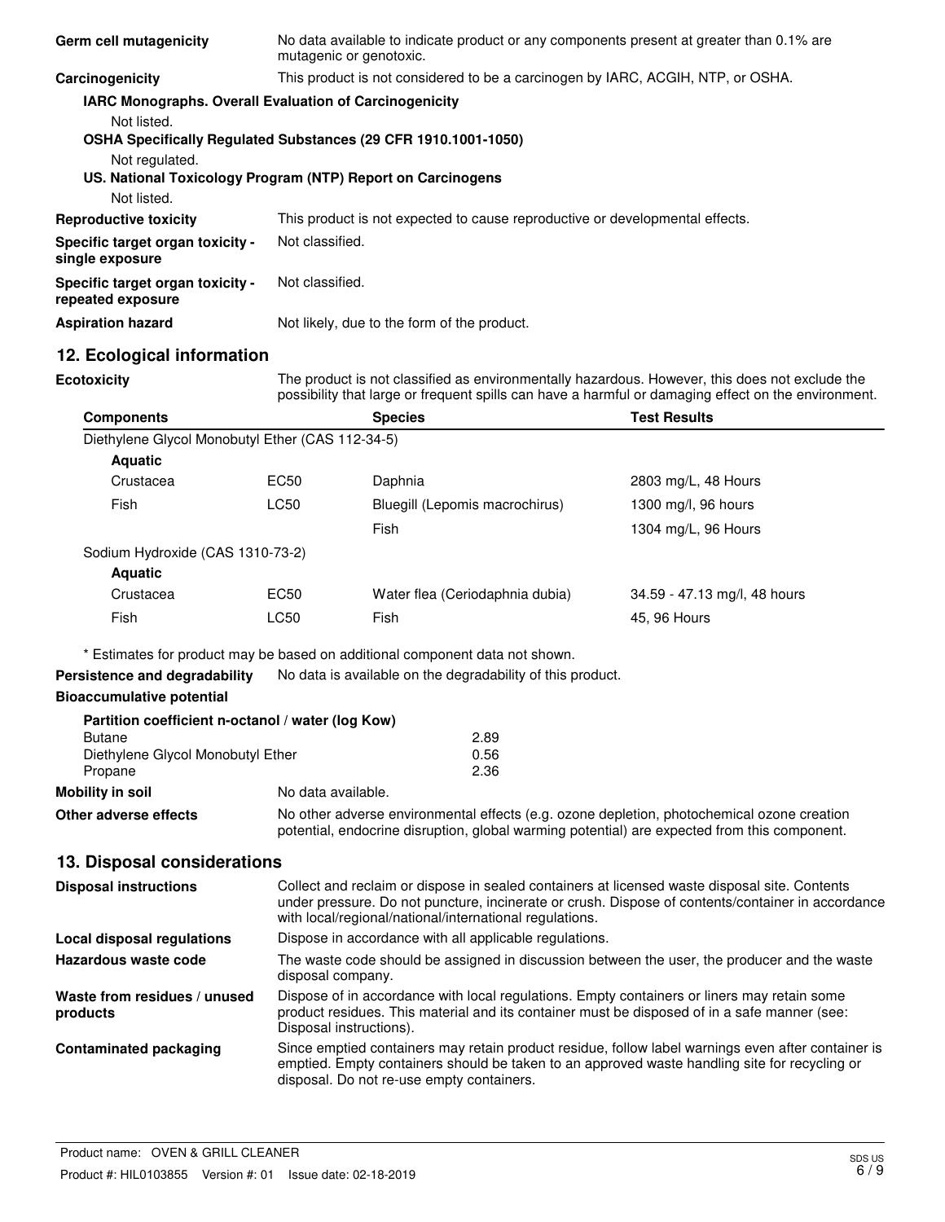**Germ cell mutagenicity** No data available to indicate product or any components present at greater than 0.1% are mutagenic or genotoxic.

**Carcinogenicity** This product is not considered to be a carcinogen by IARC, ACGIH, NTP, or OSHA.

**IARC Monographs. Overall Evaluation of Carcinogenicity**

Not listed.

**OSHA Specifically Regulated Substances (29 CFR 1910.1001-1050)**

Not regulated.

**US. National Toxicology Program (NTP) Report on Carcinogens**

Not listed.

**Reproductive toxicity** This product is not expected to cause reproductive or developmental effects.

**Specific target organ toxicity - single exposure** Not classified.

**Specific target organ toxicity - repeated exposure** Not classified.

**Aspiration hazard** Not likely, due to the form of the product.

## 12. Ecological information

**Ecotoxicity** The product is not classified as environmentally hazardous. However, this does not exclude the possibility that large or frequent spills can have a harmful or damaging effect on the environment.

| Components | | Species | Test Results |
|---|---|---|---|
| Diethylene Glycol Monobutyl Ether (CAS 112-34-5) | | | |
| **Aquatic** | | | |
| Crustacea | EC50 | Daphnia | 2803 mg/L, 48 Hours |
| Fish | LC50 | Bluegill (Lepomis macrochirus) | 1300 mg/l, 96 hours |
| | | Fish | 1304 mg/L, 96 Hours |
| Sodium Hydroxide (CAS 1310-73-2) | | | |
| **Aquatic** | | | |
| Crustacea | EC50 | Water flea (Ceriodaphnia dubia) | 34.59 - 47.13 mg/l, 48 hours |
| Fish | LC50 | Fish | 45, 96 Hours |

* Estimates for product may be based on additional component data not shown.

**Persistence and degradability** No data is available on the degradability of this product.

**Bioaccumulative potential**

**Partition coefficient n-octanol / water (log Kow)**

| | |
|---|---|
| Butane | 2.89 |
| Diethylene Glycol Monobutyl Ether | 0.56 |
| Propane | 2.36 |

**Mobility in soil** No data available.

**Other adverse effects** No other adverse environmental effects (e.g. ozone depletion, photochemical ozone creation potential, endocrine disruption, global warming potential) are expected from this component.

## 13. Disposal considerations

**Disposal instructions** Collect and reclaim or dispose in sealed containers at licensed waste disposal site. Contents under pressure. Do not puncture, incinerate or crush. Dispose of contents/container in accordance with local/regional/national/international regulations.

**Local disposal regulations** Dispose in accordance with all applicable regulations.

**Hazardous waste code** The waste code should be assigned in discussion between the user, the producer and the waste disposal company.

**Waste from residues / unused products** Dispose of in accordance with local regulations. Empty containers or liners may retain some product residues. This material and its container must be disposed of in a safe manner (see: Disposal instructions).

**Contaminated packaging** Since emptied containers may retain product residue, follow label warnings even after container is emptied. Empty containers should be taken to an approved waste handling site for recycling or disposal. Do not re-use empty containers.

Product name: OVEN & GRILL CLEANER

Product #: HIL0103855 Version #: 01 Issue date: 02-18-2019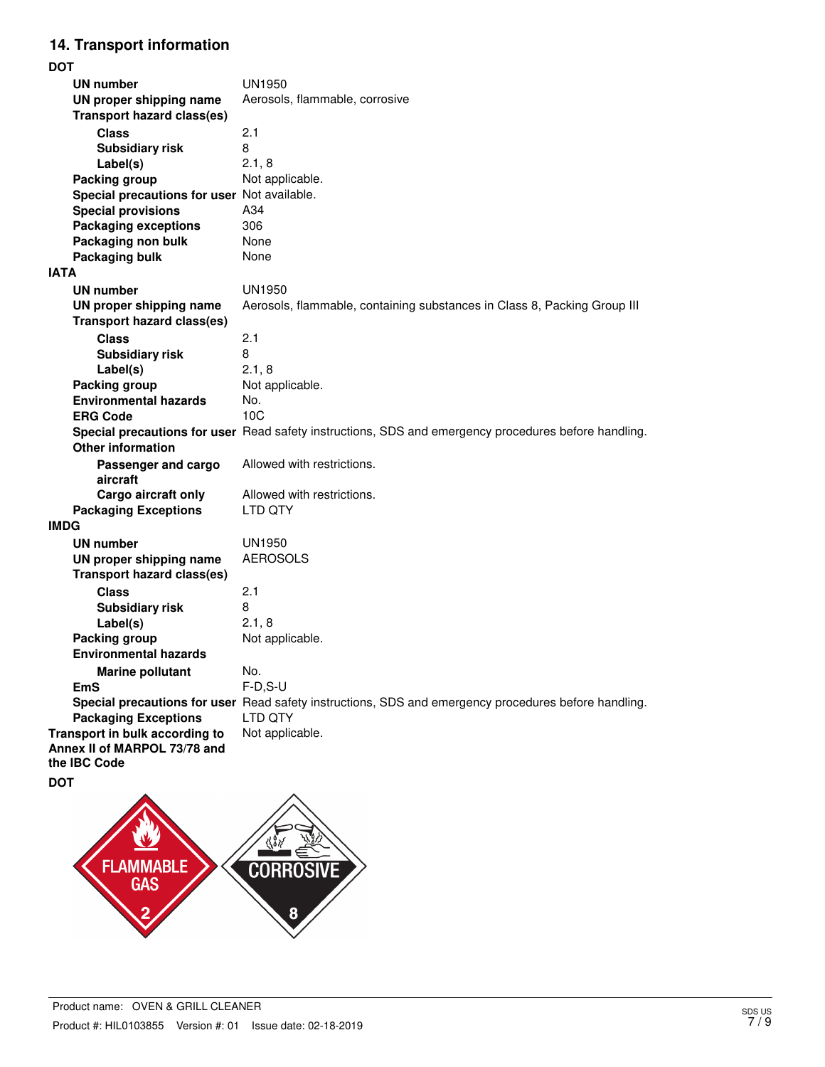## 14. Transport information

**DOT**

| | |
|---|---|
| **UN number** | UN1950 |
| **UN proper shipping name** | Aerosols, flammable, corrosive |
| **Transport hazard class(es)** | |
| **Class** | 2.1 |
| **Subsidiary risk** | 8 |
| **Label(s)** | 2.1, 8 |
| **Packing group** | Not applicable. |
| **Special precautions for user** | Not available. |
| **Special provisions** | A34 |
| **Packaging exceptions** | 306 |
| **Packaging non bulk** | None |
| **Packaging bulk** | None |

**IATA**

| | |
|---|---|
| **UN number** | UN1950 |
| **UN proper shipping name** | Aerosols, flammable, containing substances in Class 8, Packing Group III |
| **Transport hazard class(es)** | |
| **Class** | 2.1 |
| **Subsidiary risk** | 8 |
| **Label(s)** | 2.1, 8 |
| **Packing group** | Not applicable. |
| **Environmental hazards** | No. |
| **ERG Code** | 10C |
| **Special precautions for user** | Read safety instructions, SDS and emergency procedures before handling. |
| **Other information** | |
| **Passenger and cargo aircraft** | Allowed with restrictions. |
| **Cargo aircraft only** | Allowed with restrictions. |
| **Packaging Exceptions** | LTD QTY |

**IMDG**

| | |
|---|---|
| **UN number** | UN1950 |
| **UN proper shipping name** | AEROSOLS |
| **Transport hazard class(es)** | |
| **Class** | 2.1 |
| **Subsidiary risk** | 8 |
| **Label(s)** | 2.1, 8 |
| **Packing group** | Not applicable. |
| **Environmental hazards** | |
| **Marine pollutant** | No. |
| **EmS** | F-D,S-U |
| **Special precautions for user** | Read safety instructions, SDS and emergency procedures before handling. |
| **Packaging Exceptions** | LTD QTY |

**Transport in bulk according to Annex II of MARPOL 73/78 and the IBC Code** Not applicable.

**DOT**

FLAMMABLE GAS 2

CORROSIVE 8

Product name: OVEN & GRILL CLEANER

Product #: HIL0103855 Version #: 01 Issue date: 02-18-2019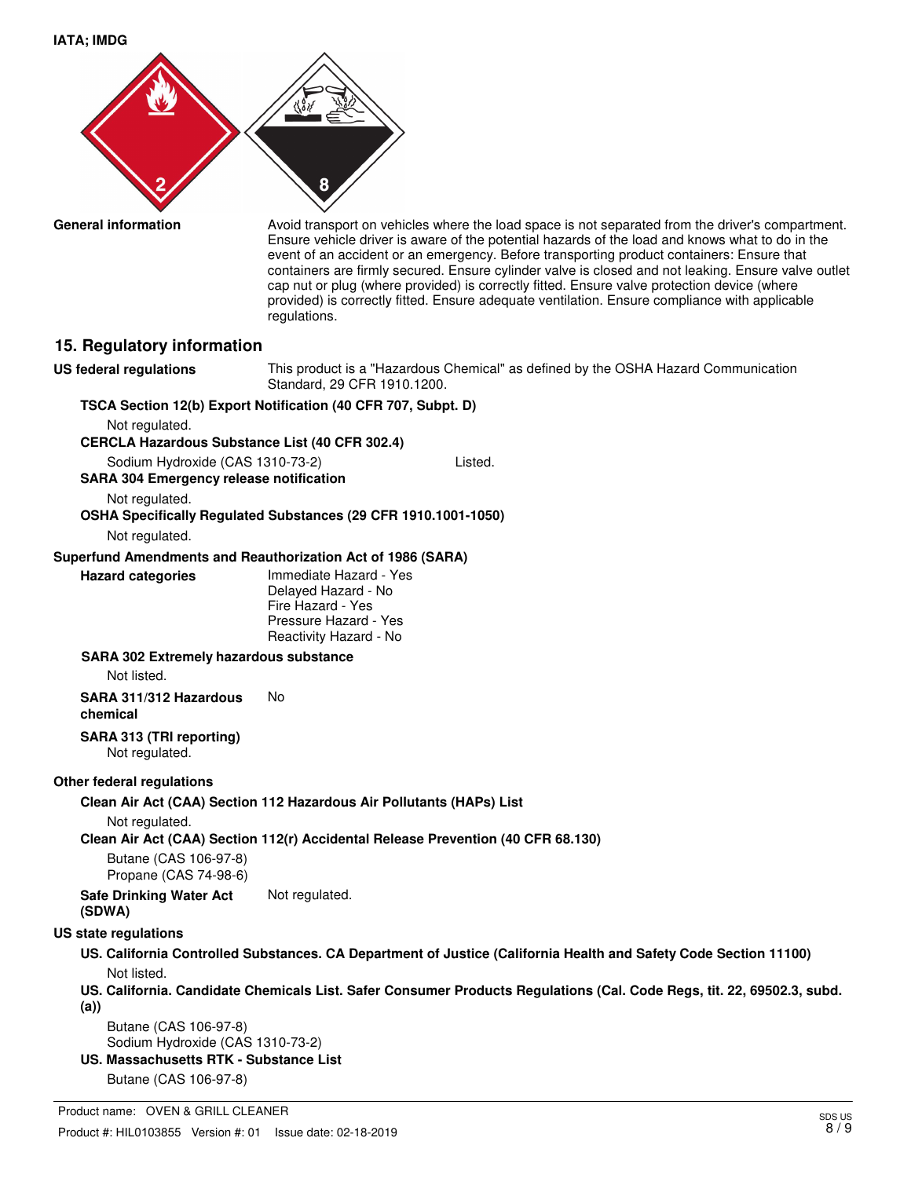**IATA; IMDG**

**General information** Avoid transport on vehicles where the load space is not separated from the driver's compartment. Ensure vehicle driver is aware of the potential hazards of the load and knows what to do in the event of an accident or an emergency. Before transporting product containers: Ensure that containers are firmly secured. Ensure cylinder valve is closed and not leaking. Ensure valve outlet cap nut or plug (where provided) is correctly fitted. Ensure valve protection device (where provided) is correctly fitted. Ensure adequate ventilation. Ensure compliance with applicable regulations.

## 15. Regulatory information

**US federal regulations** This product is a "Hazardous Chemical" as defined by the OSHA Hazard Communication Standard, 29 CFR 1910.1200.

**TSCA Section 12(b) Export Notification (40 CFR 707, Subpt. D)**

Not regulated.

**CERCLA Hazardous Substance List (40 CFR 302.4)**

Sodium Hydroxide (CAS 1310-73-2) Listed.

**SARA 304 Emergency release notification**

Not regulated.

**OSHA Specifically Regulated Substances (29 CFR 1910.1001-1050)**

Not regulated.

**Superfund Amendments and Reauthorization Act of 1986 (SARA)**

**Hazard categories**

Immediate Hazard - Yes
Delayed Hazard - No
Fire Hazard - Yes
Pressure Hazard - Yes
Reactivity Hazard - No

**SARA 302 Extremely hazardous substance**

Not listed.

**SARA 311/312 Hazardous chemical** No

**SARA 313 (TRI reporting)**

Not regulated.

**Other federal regulations**

**Clean Air Act (CAA) Section 112 Hazardous Air Pollutants (HAPs) List**

Not regulated.

**Clean Air Act (CAA) Section 112(r) Accidental Release Prevention (40 CFR 68.130)**

Butane (CAS 106-97-8)
Propane (CAS 74-98-6)

**Safe Drinking Water Act (SDWA)** Not regulated.

**US state regulations**

**US. California Controlled Substances. CA Department of Justice (California Health and Safety Code Section 11100)**

Not listed.

**US. California. Candidate Chemicals List. Safer Consumer Products Regulations (Cal. Code Regs, tit. 22, 69502.3, subd. (a))**

Butane (CAS 106-97-8)
Sodium Hydroxide (CAS 1310-73-2)

**US. Massachusetts RTK - Substance List**

Butane (CAS 106-97-8)

Product name: OVEN & GRILL CLEANER
Product #: HIL0103855 Version #: 01 Issue date: 02-18-2019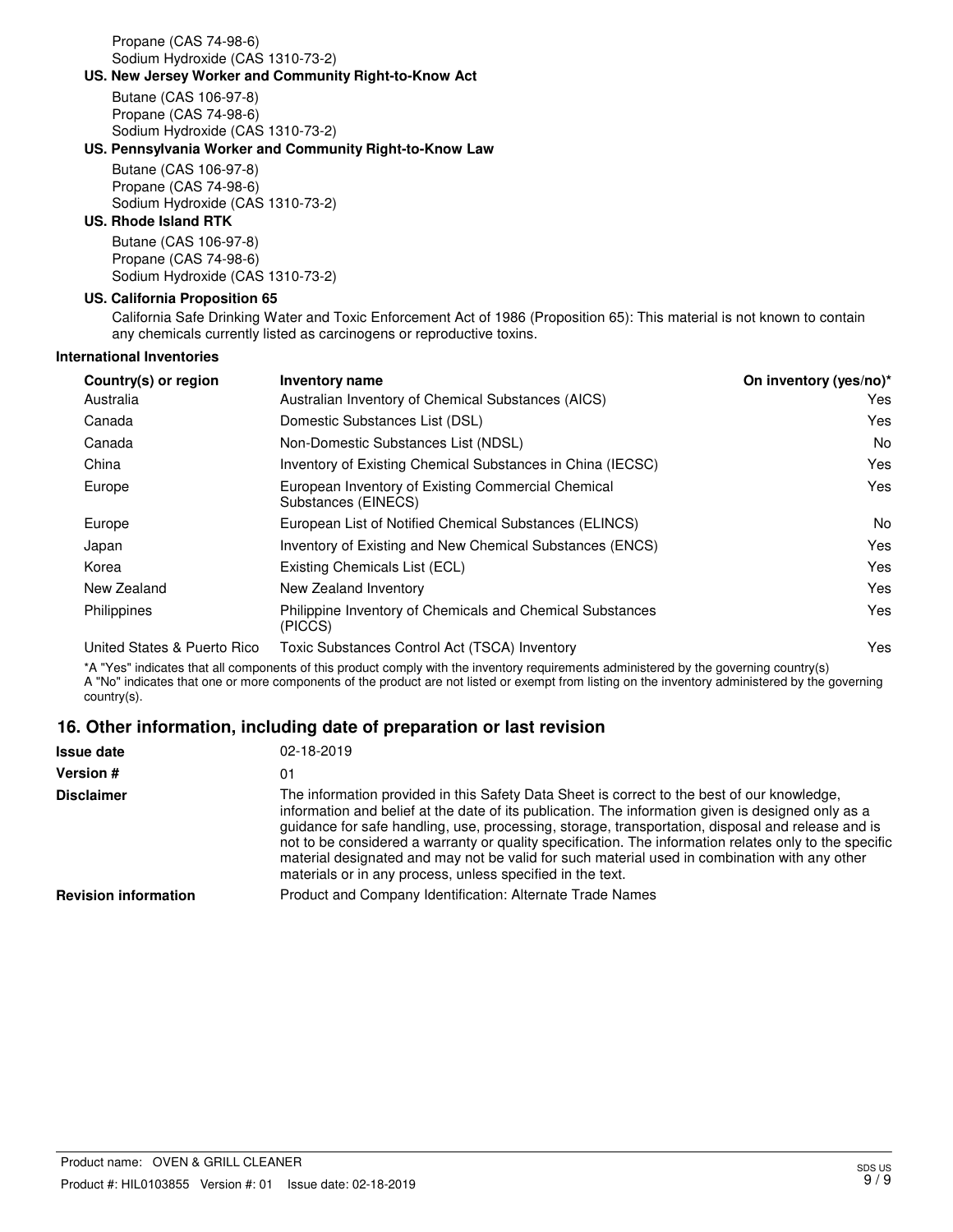Propane (CAS 74-98-6)
Sodium Hydroxide (CAS 1310-73-2)

**US. New Jersey Worker and Community Right-to-Know Act**

Butane (CAS 106-97-8)
Propane (CAS 74-98-6)
Sodium Hydroxide (CAS 1310-73-2)

**US. Pennsylvania Worker and Community Right-to-Know Law**

Butane (CAS 106-97-8)
Propane (CAS 74-98-6)
Sodium Hydroxide (CAS 1310-73-2)

**US. Rhode Island RTK**

Butane (CAS 106-97-8)
Propane (CAS 74-98-6)
Sodium Hydroxide (CAS 1310-73-2)

**US. California Proposition 65**

California Safe Drinking Water and Toxic Enforcement Act of 1986 (Proposition 65): This material is not known to contain any chemicals currently listed as carcinogens or reproductive toxins.

**International Inventories**

| Country(s) or region | Inventory name | On inventory (yes/no)* |
|---|---|---|
| Australia | Australian Inventory of Chemical Substances (AICS) | Yes |
| Canada | Domestic Substances List (DSL) | Yes |
| Canada | Non-Domestic Substances List (NDSL) | No |
| China | Inventory of Existing Chemical Substances in China (IECSC) | Yes |
| Europe | European Inventory of Existing Commercial Chemical Substances (EINECS) | Yes |
| Europe | European List of Notified Chemical Substances (ELINCS) | No |
| Japan | Inventory of Existing and New Chemical Substances (ENCS) | Yes |
| Korea | Existing Chemicals List (ECL) | Yes |
| New Zealand | New Zealand Inventory | Yes |
| Philippines | Philippine Inventory of Chemicals and Chemical Substances (PICCS) | Yes |
| United States & Puerto Rico | Toxic Substances Control Act (TSCA) Inventory | Yes |

*A "Yes" indicates that all components of this product comply with the inventory requirements administered by the governing country(s)
A "No" indicates that one or more components of the product are not listed or exempt from listing on the inventory administered by the governing country(s).

## 16. Other information, including date of preparation or last revision

**Issue date** 02-18-2019

**Version #** 01

**Disclaimer** The information provided in this Safety Data Sheet is correct to the best of our knowledge, information and belief at the date of its publication. The information given is designed only as a guidance for safe handling, use, processing, storage, transportation, disposal and release and is not to be considered a warranty or quality specification. The information relates only to the specific material designated and may not be valid for such material used in combination with any other materials or in any process, unless specified in the text.

**Revision information** Product and Company Identification: Alternate Trade Names